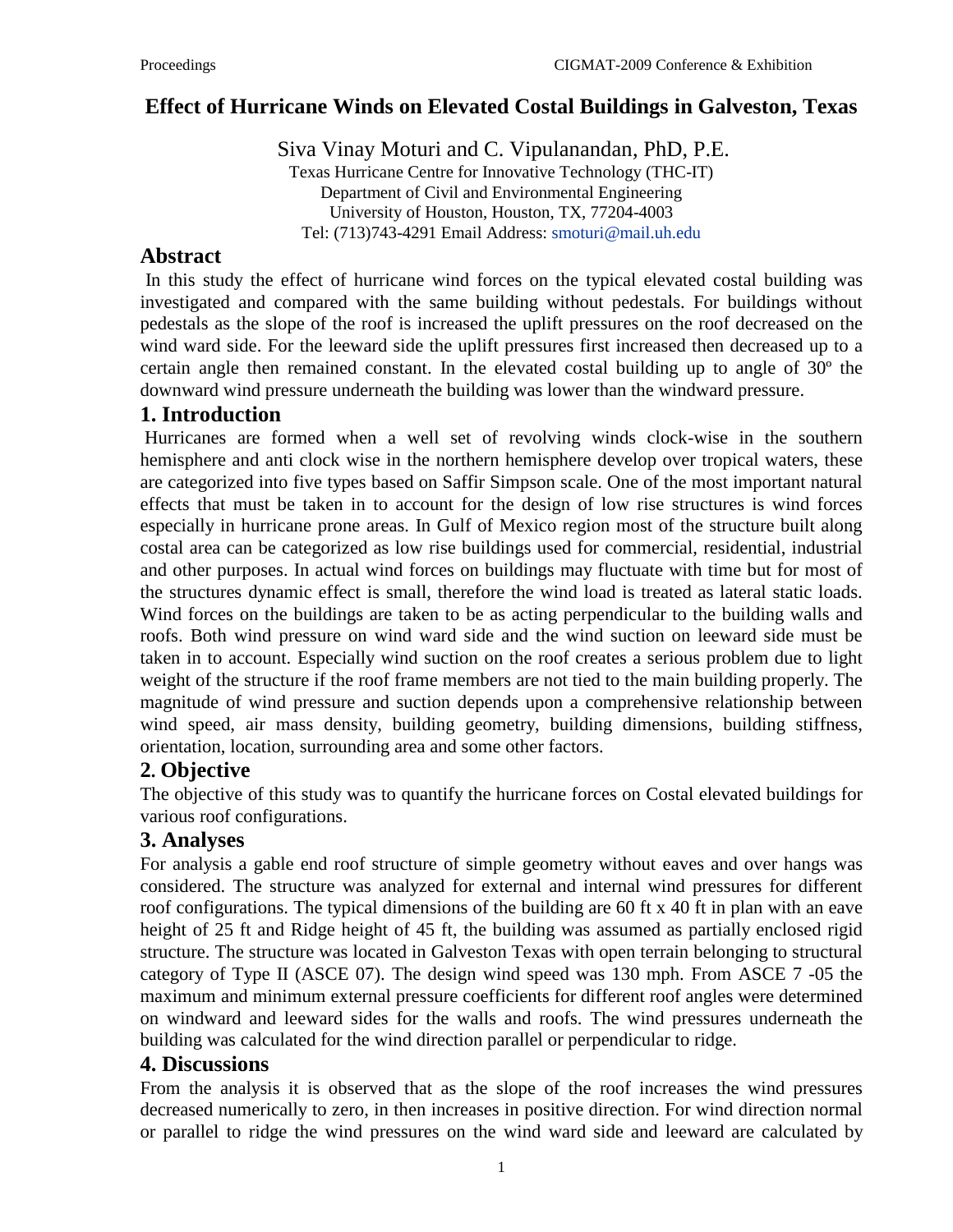# Effect of Hurricane Winds on Elevated Costal Buildings in Galveston, Texas

Siva Vinay Moturi and C. Vipulanandan, PhD, P.E.

Texas Hurricane Centre for Innovative Technology (THC-IT)
Department of Civil and Environmental Engineering
University of Houston, Houston, TX, 77204-4003
Tel: (713)743-4291 Email Address: smoturi@mail.uh.edu

## Abstract

In this study the effect of hurricane wind forces on the typical elevated costal building was investigated and compared with the same building without pedestals. For buildings without pedestals as the slope of the roof is increased the uplift pressures on the roof decreased on the wind ward side. For the leeward side the uplift pressures first increased then decreased up to a certain angle then remained constant. In the elevated costal building up to angle of 30º the downward wind pressure underneath the building was lower than the windward pressure.

## 1. Introduction

Hurricanes are formed when a well set of revolving winds clock-wise in the southern hemisphere and anti clock wise in the northern hemisphere develop over tropical waters, these are categorized into five types based on Saffir Simpson scale. One of the most important natural effects that must be taken in to account for the design of low rise structures is wind forces especially in hurricane prone areas. In Gulf of Mexico region most of the structure built along costal area can be categorized as low rise buildings used for commercial, residential, industrial and other purposes. In actual wind forces on buildings may fluctuate with time but for most of the structures dynamic effect is small, therefore the wind load is treated as lateral static loads. Wind forces on the buildings are taken to be as acting perpendicular to the building walls and roofs. Both wind pressure on wind ward side and the wind suction on leeward side must be taken in to account. Especially wind suction on the roof creates a serious problem due to light weight of the structure if the roof frame members are not tied to the main building properly. The magnitude of wind pressure and suction depends upon a comprehensive relationship between wind speed, air mass density, building geometry, building dimensions, building stiffness, orientation, location, surrounding area and some other factors.

## 2. Objective

The objective of this study was to quantify the hurricane forces on Costal elevated buildings for various roof configurations.

## 3. Analyses

For analysis a gable end roof structure of simple geometry without eaves and over hangs was considered. The structure was analyzed for external and internal wind pressures for different roof configurations. The typical dimensions of the building are 60 ft x 40 ft in plan with an eave height of 25 ft and Ridge height of 45 ft, the building was assumed as partially enclosed rigid structure. The structure was located in Galveston Texas with open terrain belonging to structural category of Type II (ASCE 07). The design wind speed was 130 mph. From ASCE 7 -05 the maximum and minimum external pressure coefficients for different roof angles were determined on windward and leeward sides for the walls and roofs. The wind pressures underneath the building was calculated for the wind direction parallel or perpendicular to ridge.

## 4. Discussions

From the analysis it is observed that as the slope of the roof increases the wind pressures decreased numerically to zero, in then increases in positive direction. For wind direction normal or parallel to ridge the wind pressures on the wind ward side and leeward are calculated by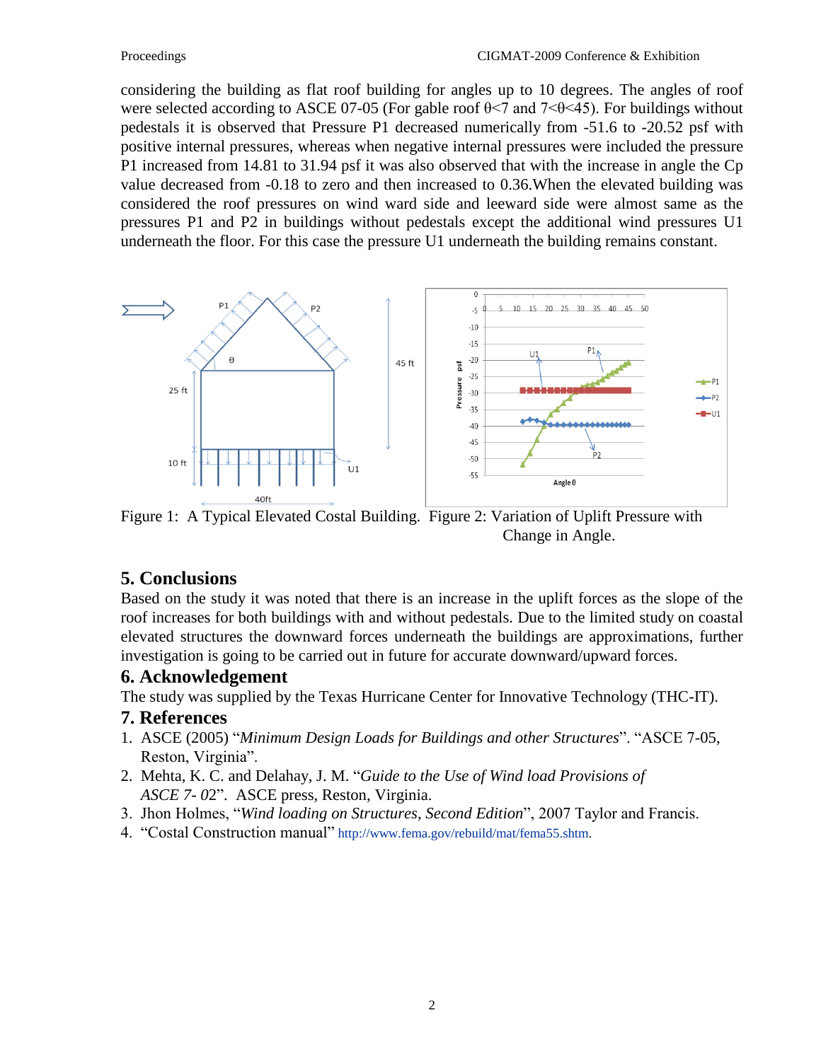considering the building as flat roof building for angles up to 10 degrees. The angles of roof were selected according to ASCE 07-05 (For gable roof $\theta<7$ and $7<\theta<45$). For buildings without pedestals it is observed that Pressure P1 decreased numerically from -51.6 to -20.52 psf with positive internal pressures, whereas when negative internal pressures were included the pressure P1 increased from 14.81 to 31.94 psf it was also observed that with the increase in angle the Cp value decreased from -0.18 to zero and then increased to 0.36.When the elevated building was considered the roof pressures on wind ward side and leeward side were almost same as the pressures P1 and P2 in buildings without pedestals except the additional wind pressures U1 underneath the floor. For this case the pressure U1 underneath the building remains constant.

P1
P2
θ
25 ft
10 ft
45 ft
40ft
U1

0
-5
-10
-15
-20
-25
-30
-35
-40
-45
-50
-55
0 5 10 15 20 25 30 35 40 45 50
Pressure psf
Angle θ
U1
P1
P2
P1
P2
U1

Figure 1: A Typical Elevated Costal Building. Figure 2: Variation of Uplift Pressure with Change in Angle.

## 5. Conclusions

Based on the study it was noted that there is an increase in the uplift forces as the slope of the roof increases for both buildings with and without pedestals. Due to the limited study on coastal elevated structures the downward forces underneath the buildings are approximations, further investigation is going to be carried out in future for accurate downward/upward forces.

## 6. Acknowledgement

The study was supplied by the Texas Hurricane Center for Innovative Technology (THC-IT).

## 7. References

1. ASCE (2005) "*Minimum Design Loads for Buildings and other Structures*". "ASCE 7-05, Reston, Virginia".
2. Mehta, K. C. and Delahay, J. M. "*Guide to the Use of Wind load Provisions of ASCE 7- 02*". ASCE press, Reston, Virginia.
3. Jhon Holmes, "*Wind loading on Structures, Second Edition*", 2007 Taylor and Francis.
4. "Costal Construction manual" http://www.fema.gov/rebuild/mat/fema55.shtm.